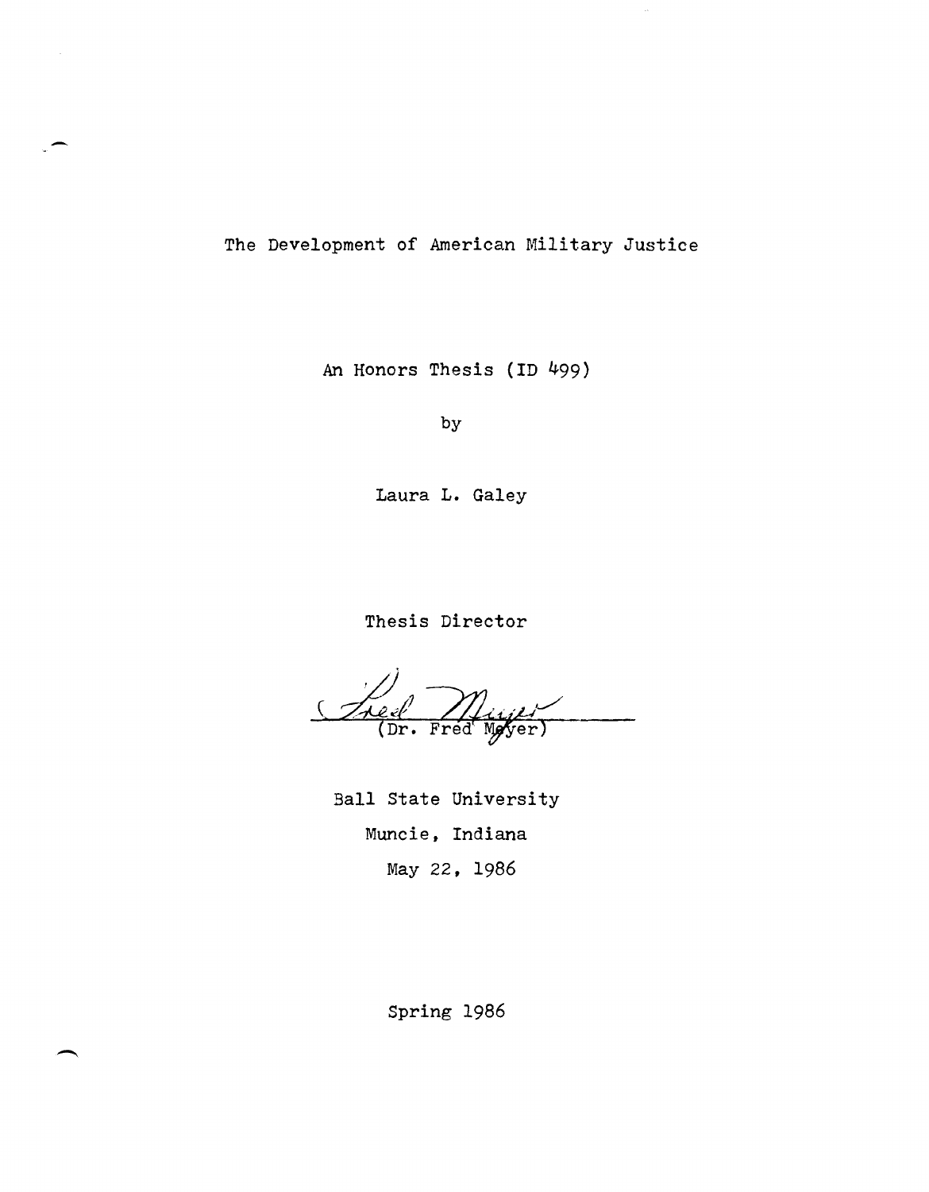# The Development of American Military Justice

An Honors Thesis (ID 499)

by

Laura L. Galey

Thesis Director

(Dr. Fred Meyer)

Ball State University

Muncie, Indiana

May 22, 1986

Spring 1986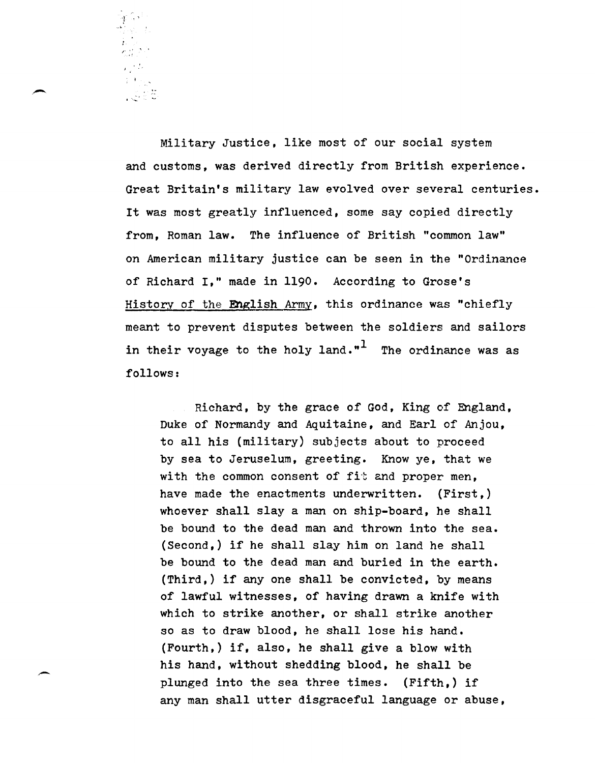Military Justice, like most of our social system and customs, was derived directly from British experience. Great Britain's military law evolved over several centuries. It was most greatly influenced, some say copied directly from, Roman law. The influence of British "common law" on American military justice can be seen in the "Ordinance of Richard I," made in 1190. According to Grose's History of the English Army, this ordinance was "chiefly meant to prevent disputes between the soldiers and sailors in their voyage to the holy land."[1] The ordinance was as follows:

> Richard, by the grace of God, King of England, Duke of Normandy and Aquitaine, and Earl of Anjou, to all his (military) subjects about to proceed by sea to Jeruselum, greeting. Know ye, that we with the common consent of fit and proper men, have made the enactments underwritten. (First,) whoever shall slay a man on ship-board, he shall be bound to the dead man and thrown into the sea. (Second,) if he shall slay him on land he shall be bound to the dead man and buried in the earth. (Third,) if any one shall be convicted, by means of lawful witnesses, of having drawn a knife with which to strike another, or shall strike another so as to draw blood, he shall lose his hand. (Fourth,) if, also, he shall give a blow with his hand, without shedding blood, he shall be plunged into the sea three times. (Fifth,) if any man shall utter disgraceful language or abuse,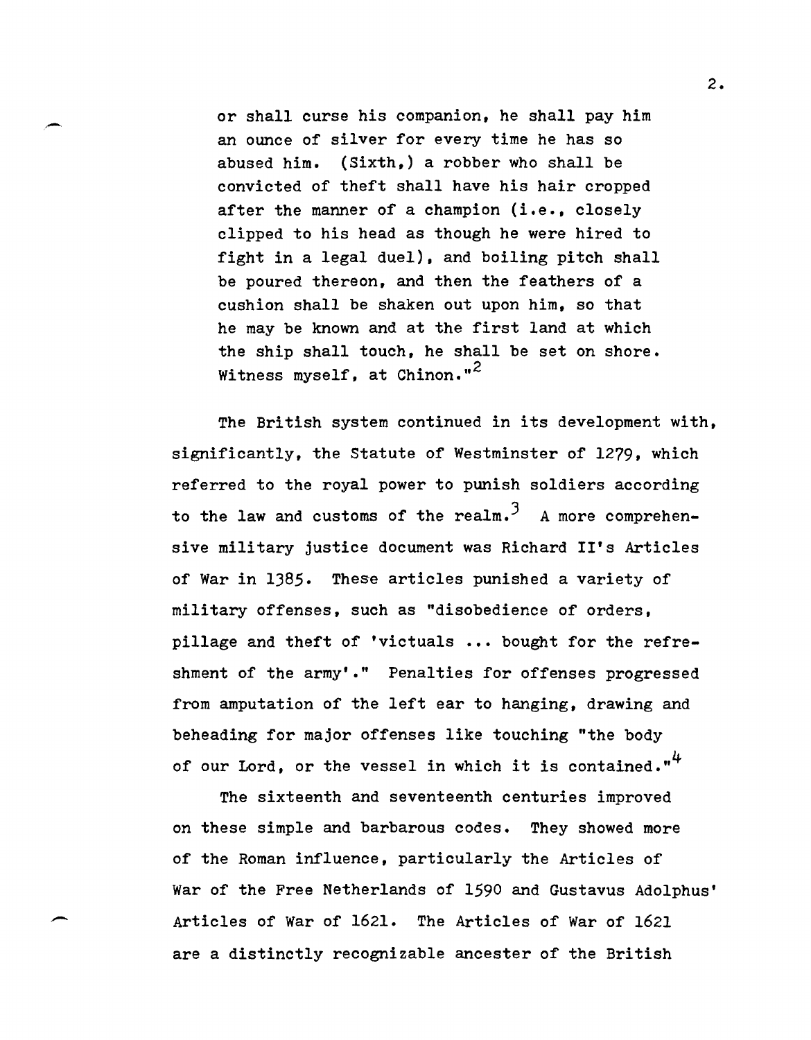or shall curse his companion, he shall pay him an ounce of silver for every time he has so abused him. (Sixth,) a robber who shall be convicted of theft shall have his hair cropped after the manner of a champion (i.e., closely clipped to his head as though he were hired to fight in a legal duel), and boiling pitch shall be poured thereon, and then the feathers of a cushion shall be shaken out upon him, so that he may be known and at the first land at which the ship shall touch, he shall be set on shore. Witness myself, at Chinon."[2]

The British system continued in its development with, significantly, the Statute of Westminster of 1279, which referred to the royal power to punish soldiers according to the law and customs of the realm.[3] A more comprehensive military justice document was Richard II's Articles of War in 1385. These articles punished a variety of military offenses, such as "disobedience of orders, pillage and theft of 'victuals ... bought for the refreshment of the army'." Penalties for offenses progressed from amputation of the left ear to hanging, drawing and beheading for major offenses like touching "the body of our Lord, or the vessel in which it is contained."[4]

The sixteenth and seventeenth centuries improved on these simple and barbarous codes. They showed more of the Roman influence, particularly the Articles of War of the Free Netherlands of 1590 and Gustavus Adolphus' Articles of War of 1621. The Articles of War of 1621 are a distinctly recognizable ancester of the British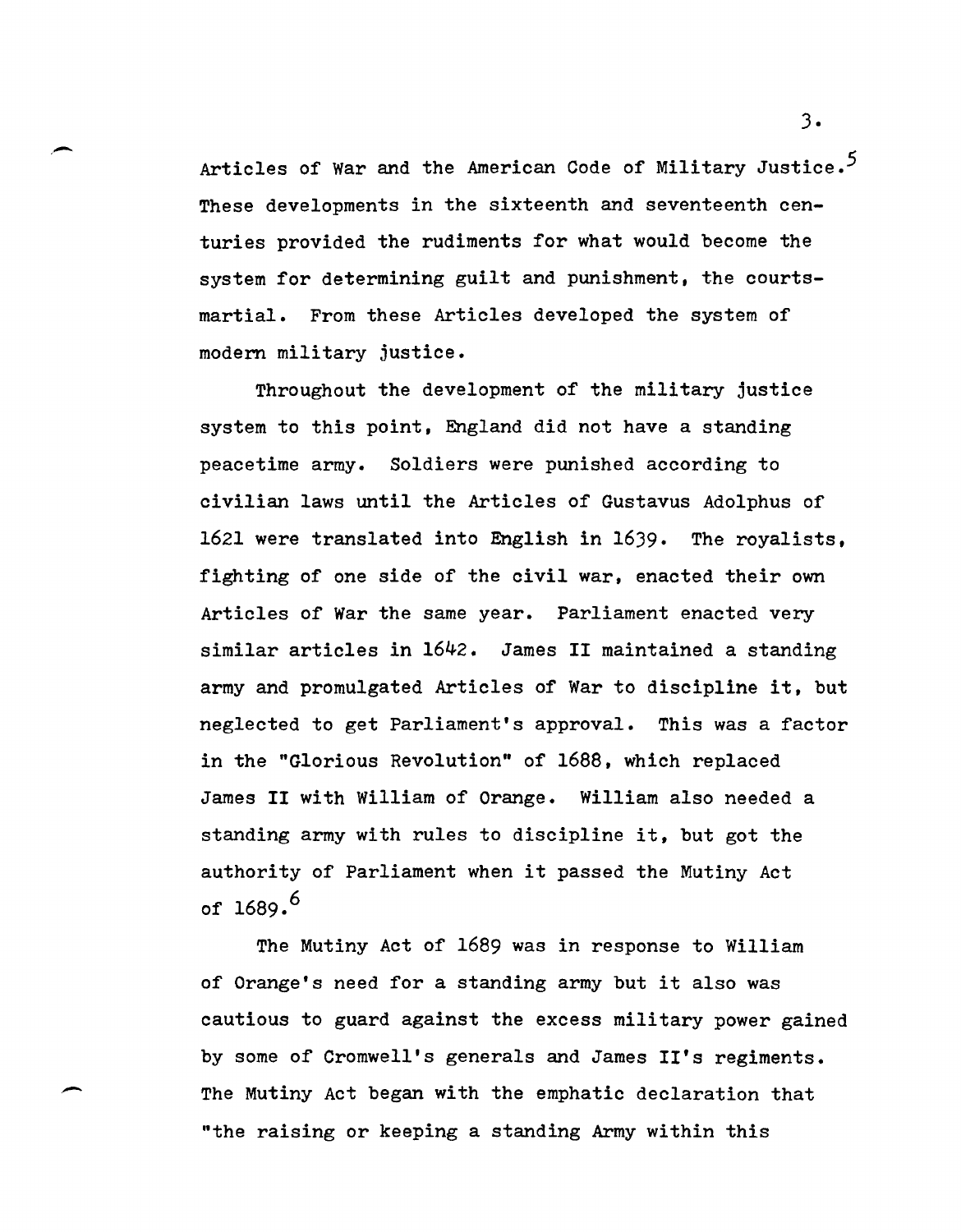Articles of War and the American Code of Military Justice.[5] These developments in the sixteenth and seventeenth centuries provided the rudiments for what would become the system for determining guilt and punishment, the courts-martial. From these Articles developed the system of modern military justice.

Throughout the development of the military justice system to this point, England did not have a standing peacetime army. Soldiers were punished according to civilian laws until the Articles of Gustavus Adolphus of 1621 were translated into English in 1639. The royalists, fighting of one side of the civil war, enacted their own Articles of War the same year. Parliament enacted very similar articles in 1642. James II maintained a standing army and promulgated Articles of War to discipline it, but neglected to get Parliament's approval. This was a factor in the "Glorious Revolution" of 1688, which replaced James II with William of Orange. William also needed a standing army with rules to discipline it, but got the authority of Parliament when it passed the Mutiny Act of 1689.[6]

The Mutiny Act of 1689 was in response to William of Orange's need for a standing army but it also was cautious to guard against the excess military power gained by some of Cromwell's generals and James II's regiments. The Mutiny Act began with the emphatic declaration that "the raising or keeping a standing Army within this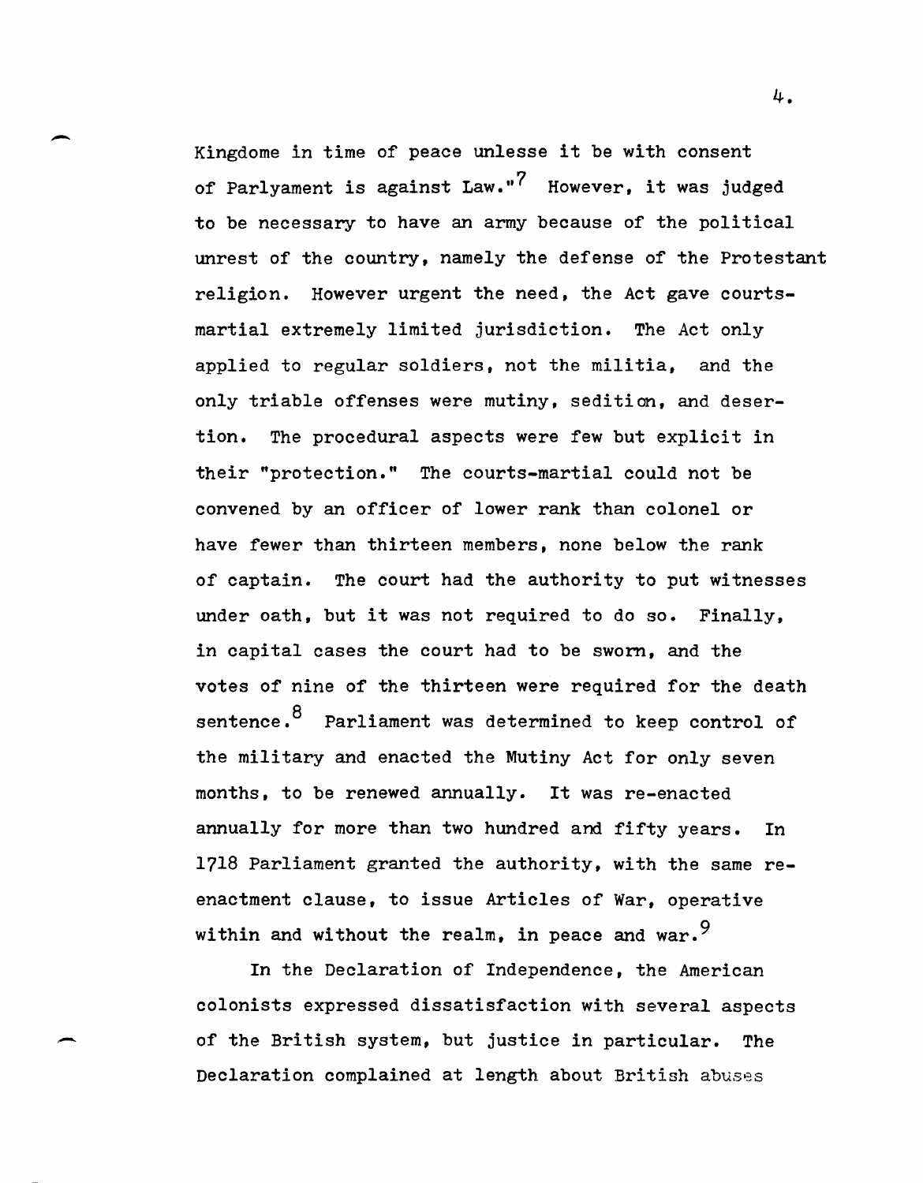Kingdome in time of peace unlesse it be with consent of Parlyament is against Law."[7] However, it was judged to be necessary to have an army because of the political unrest of the country, namely the defense of the Protestant religion. However urgent the need, the Act gave courts-martial extremely limited jurisdiction. The Act only applied to regular soldiers, not the militia, and the only triable offenses were mutiny, sedition, and desertion. The procedural aspects were few but explicit in their "protection." The courts-martial could not be convened by an officer of lower rank than colonel or have fewer than thirteen members, none below the rank of captain. The court had the authority to put witnesses under oath, but it was not required to do so. Finally, in capital cases the court had to be sworn, and the votes of nine of the thirteen were required for the death sentence.[8] Parliament was determined to keep control of the military and enacted the Mutiny Act for only seven months, to be renewed annually. It was re-enacted annually for more than two hundred and fifty years. In 1718 Parliament granted the authority, with the same re-enactment clause, to issue Articles of War, operative within and without the realm, in peace and war.[9]

In the Declaration of Independence, the American colonists expressed dissatisfaction with several aspects of the British system, but justice in particular. The Declaration complained at length about British abuses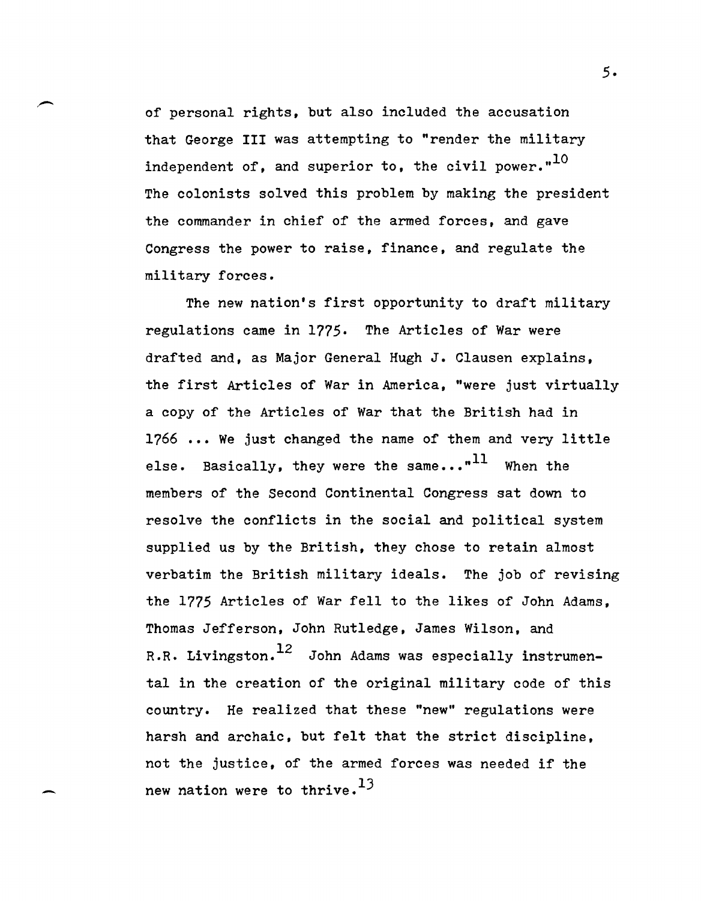of personal rights, but also included the accusation that George III was attempting to "render the military independent of, and superior to, the civil power."[10] The colonists solved this problem by making the president the commander in chief of the armed forces, and gave Congress the power to raise, finance, and regulate the military forces.

The new nation's first opportunity to draft military regulations came in 1775. The Articles of War were drafted and, as Major General Hugh J. Clausen explains, the first Articles of War in America, "were just virtually a copy of the Articles of War that the British had in 1766 ... We just changed the name of them and very little else. Basically, they were the same..."[11] When the members of the Second Continental Congress sat down to resolve the conflicts in the social and political system supplied us by the British, they chose to retain almost verbatim the British military ideals. The job of revising the 1775 Articles of War fell to the likes of John Adams, Thomas Jefferson, John Rutledge, James Wilson, and R.R. Livingston.[12] John Adams was especially instrumental in the creation of the original military code of this country. He realized that these "new" regulations were harsh and archaic, but felt that the strict discipline, not the justice, of the armed forces was needed if the new nation were to thrive.[13]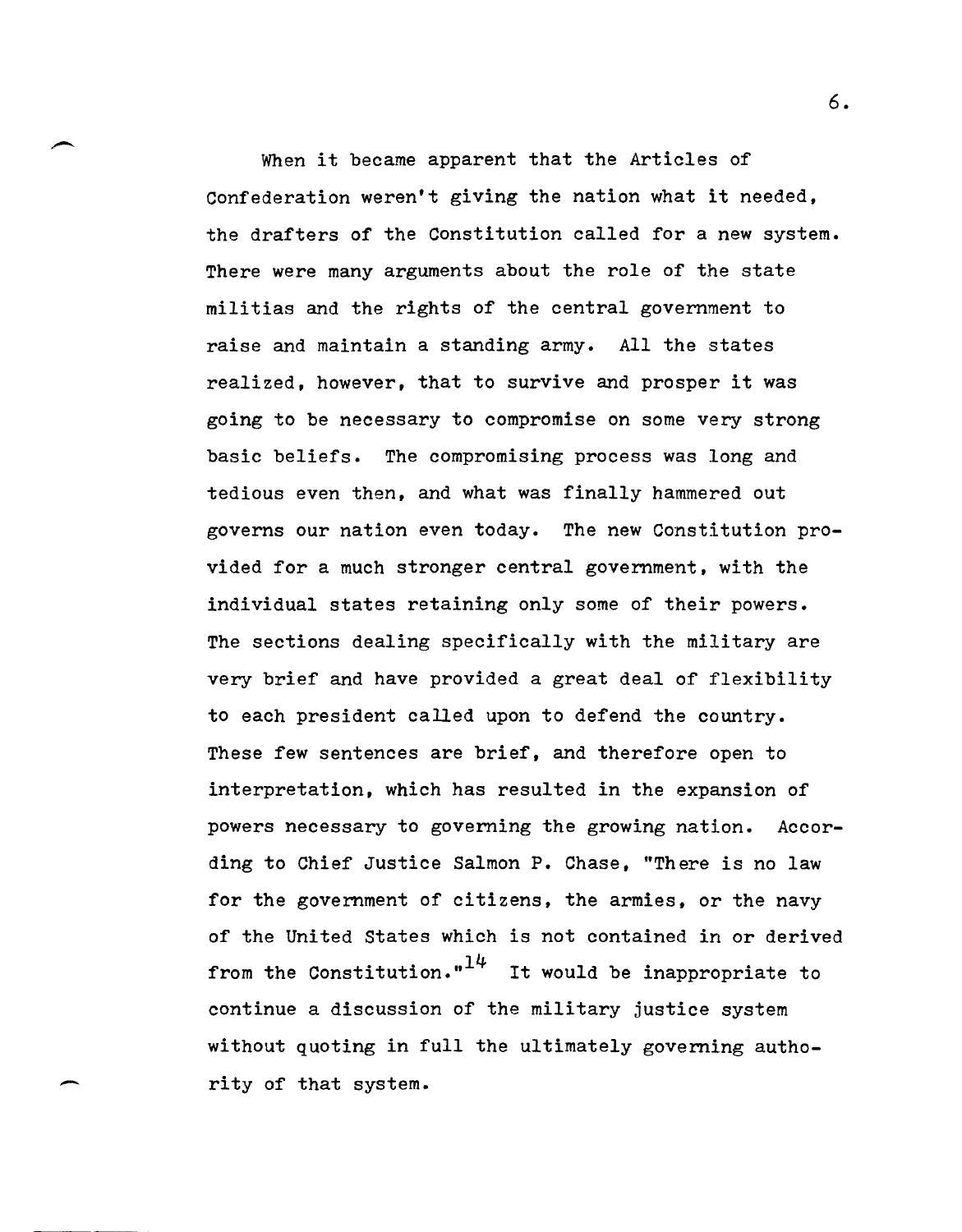When it became apparent that the Articles of Confederation weren't giving the nation what it needed, the drafters of the Constitution called for a new system. There were many arguments about the role of the state militias and the rights of the central government to raise and maintain a standing army. All the states realized, however, that to survive and prosper it was going to be necessary to compromise on some very strong basic beliefs. The compromising process was long and tedious even then, and what was finally hammered out governs our nation even today. The new Constitution provided for a much stronger central government, with the individual states retaining only some of their powers. The sections dealing specifically with the military are very brief and have provided a great deal of flexibility to each president called upon to defend the country. These few sentences are brief, and therefore open to interpretation, which has resulted in the expansion of powers necessary to governing the growing nation. According to Chief Justice Salmon P. Chase, "There is no law for the government of citizens, the armies, or the navy of the United States which is not contained in or derived from the Constitution."[14] It would be inappropriate to continue a discussion of the military justice system without quoting in full the ultimately governing authority of that system.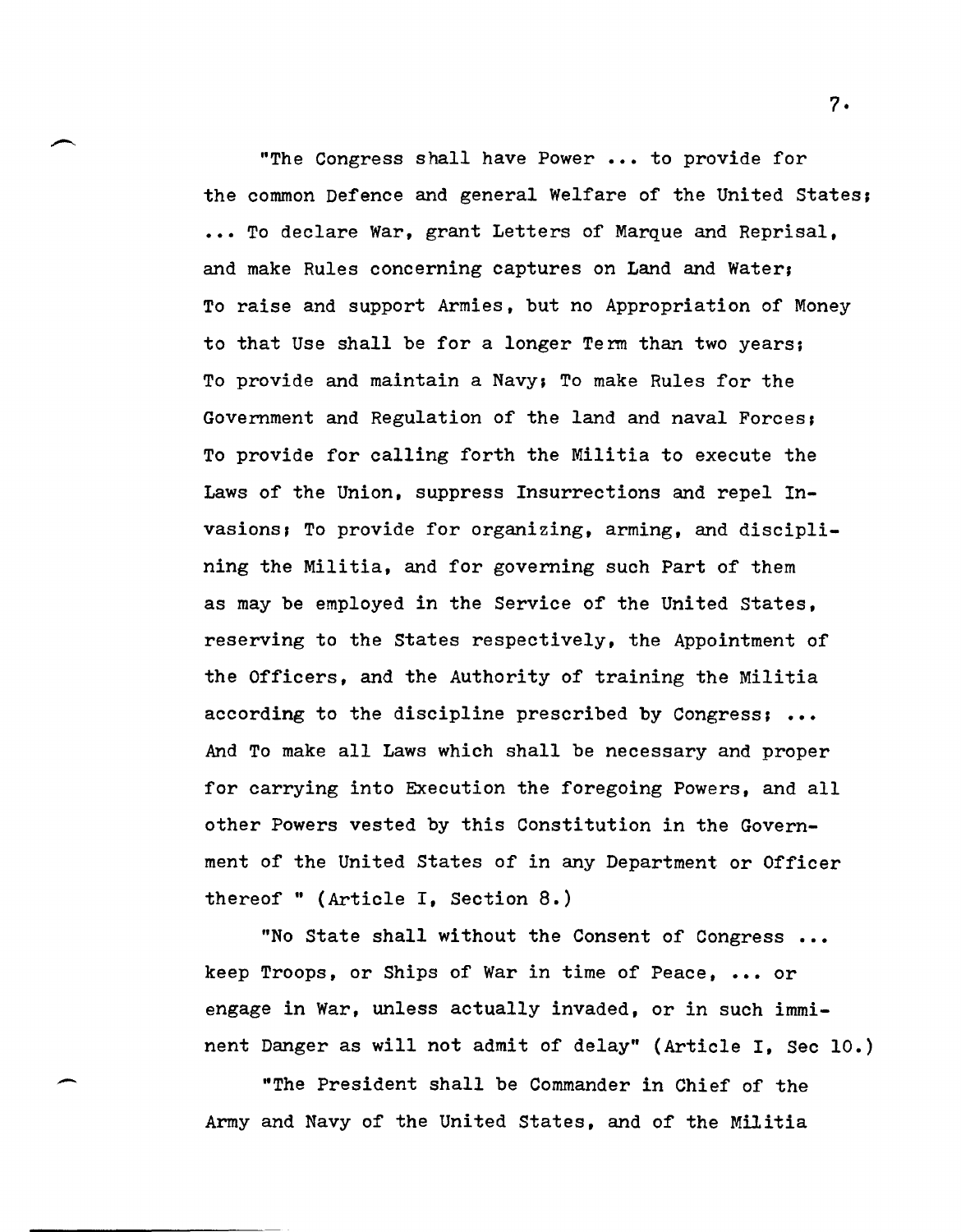"The Congress shall have Power ... to provide for the common Defence and general Welfare of the United States; ... To declare War, grant Letters of Marque and Reprisal, and make Rules concerning captures on Land and Water; To raise and support Armies, but no Appropriation of Money to that Use shall be for a longer Term than two years; To provide and maintain a Navy; To make Rules for the Government and Regulation of the land and naval Forces; To provide for calling forth the Militia to execute the Laws of the Union, suppress Insurrections and repel Invasions; To provide for organizing, arming, and disciplining the Militia, and for governing such Part of them as may be employed in the Service of the United States, reserving to the States respectively, the Appointment of the Officers, and the Authority of training the Militia according to the discipline prescribed by Congress; ... And To make all Laws which shall be necessary and proper for carrying into Execution the foregoing Powers, and all other Powers vested by this Constitution in the Government of the United States of in any Department or Officer thereof " (Article I, Section 8.)

"No State shall without the Consent of Congress ... keep Troops, or Ships of War in time of Peace, ... or engage in War, unless actually invaded, or in such imminent Danger as will not admit of delay" (Article I, Sec 10.)

"The President shall be Commander in Chief of the Army and Navy of the United States, and of the Militia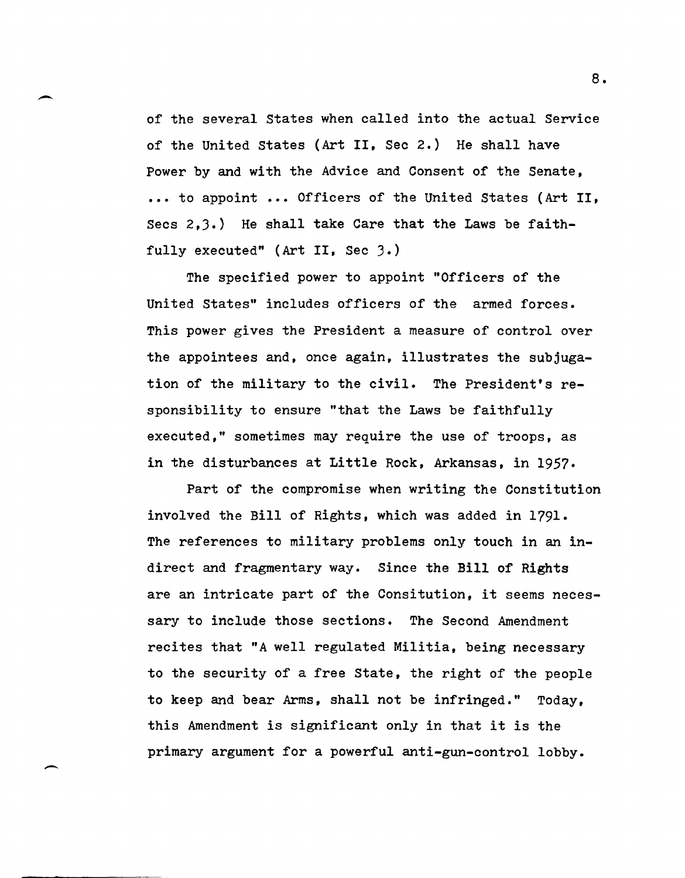of the several States when called into the actual Service of the United States (Art II, Sec 2.) He shall have Power by and with the Advice and Consent of the Senate, ... to appoint ... Officers of the United States (Art II, Secs 2,3.) He shall take Care that the Laws be faithfully executed" (Art II, Sec 3.)

The specified power to appoint "Officers of the United States" includes officers of the armed forces. This power gives the President a measure of control over the appointees and, once again, illustrates the subjugation of the military to the civil. The President's responsibility to ensure "that the Laws be faithfully executed," sometimes may require the use of troops, as in the disturbances at Little Rock, Arkansas, in 1957.

Part of the compromise when writing the Constitution involved the Bill of Rights, which was added in 1791. The references to military problems only touch in an indirect and fragmentary way. Since the Bill of Rights are an intricate part of the Consitution, it seems necessary to include those sections. The Second Amendment recites that "A well regulated Militia, being necessary to the security of a free State, the right of the people to keep and bear Arms, shall not be infringed." Today, this Amendment is significant only in that it is the primary argument for a powerful anti-gun-control lobby.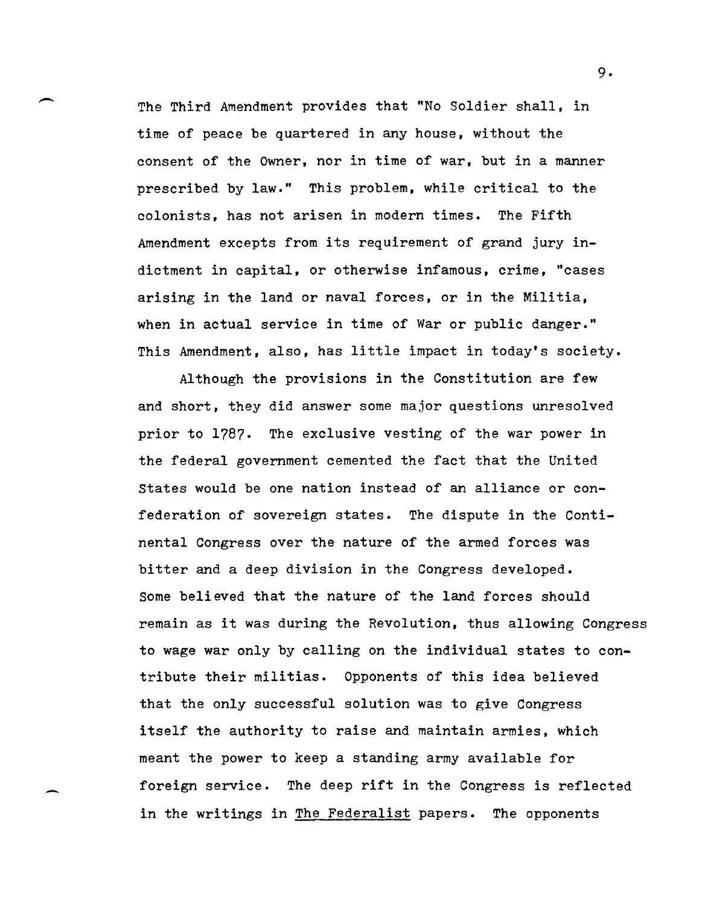The Third Amendment provides that "No Soldier shall, in time of peace be quartered in any house, without the consent of the Owner, nor in time of war, but in a manner prescribed by law." This problem, while critical to the colonists, has not arisen in modern times. The Fifth Amendment excepts from its requirement of grand jury indictment in capital, or otherwise infamous, crime, "cases arising in the land or naval forces, or in the Militia, when in actual service in time of War or public danger." This Amendment, also, has little impact in today's society.

Although the provisions in the Constitution are few and short, they did answer some major questions unresolved prior to 1787. The exclusive vesting of the war power in the federal government cemented the fact that the United States would be one nation instead of an alliance or confederation of sovereign states. The dispute in the Continental Congress over the nature of the armed forces was bitter and a deep division in the Congress developed. Some believed that the nature of the land forces should remain as it was during the Revolution, thus allowing Congress to wage war only by calling on the individual states to contribute their militias. Opponents of this idea believed that the only successful solution was to give Congress itself the authority to raise and maintain armies, which meant the power to keep a standing army available for foreign service. The deep rift in the Congress is reflected in the writings in The Federalist papers. The opponents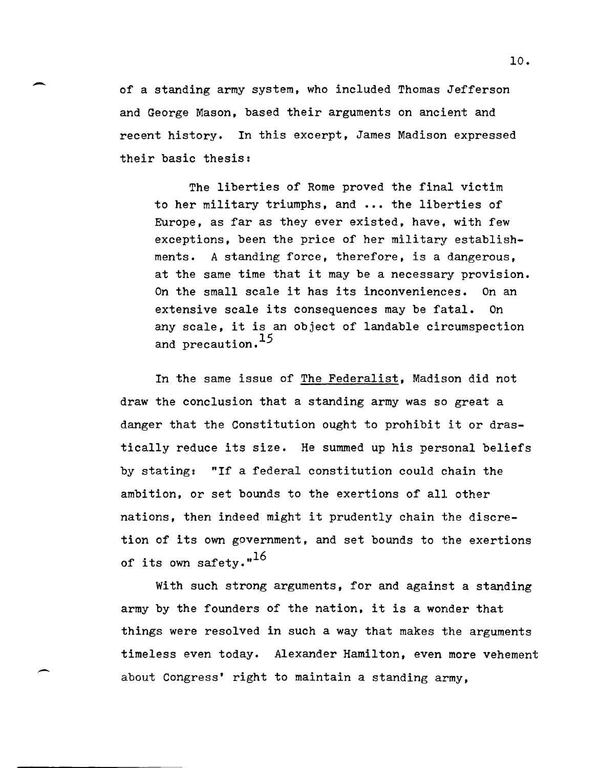of a standing army system, who included Thomas Jefferson and George Mason, based their arguments on ancient and recent history. In this excerpt, James Madison expressed their basic thesis:

> The liberties of Rome proved the final victim to her military triumphs, and ... the liberties of Europe, as far as they ever existed, have, with few exceptions, been the price of her military establishments. A standing force, therefore, is a dangerous, at the same time that it may be a necessary provision. On the small scale it has its inconveniences. On an extensive scale its consequences may be fatal. On any scale, it is an object of landable circumspection and precaution.[15]

In the same issue of The Federalist, Madison did not draw the conclusion that a standing army was so great a danger that the Constitution ought to prohibit it or drastically reduce its size. He summed up his personal beliefs by stating: "If a federal constitution could chain the ambition, or set bounds to the exertions of all other nations, then indeed might it prudently chain the discretion of its own government, and set bounds to the exertions of its own safety."[16]

With such strong arguments, for and against a standing army by the founders of the nation, it is a wonder that things were resolved in such a way that makes the arguments timeless even today. Alexander Hamilton, even more vehement about Congress' right to maintain a standing army,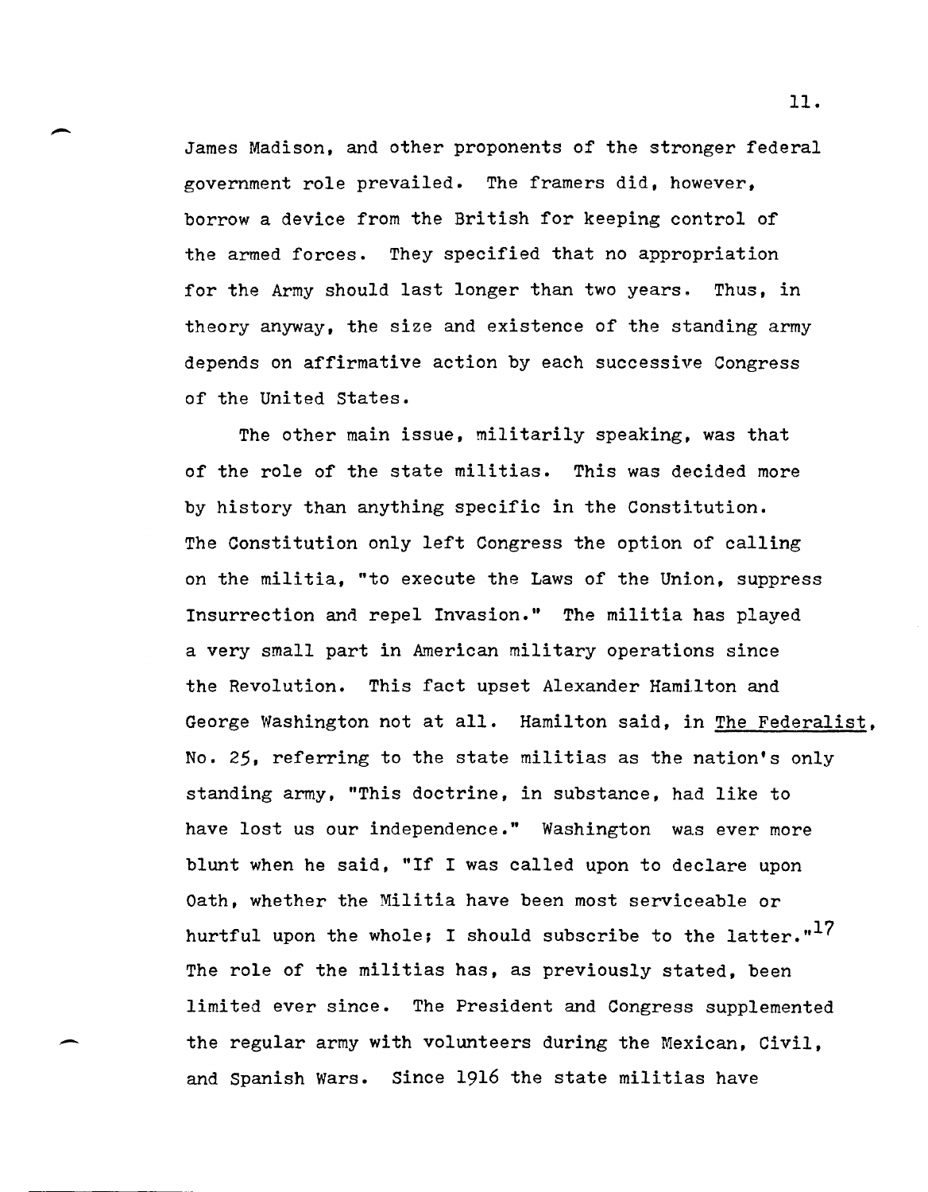James Madison, and other proponents of the stronger federal government role prevailed. The framers did, however, borrow a device from the British for keeping control of the armed forces. They specified that no appropriation for the Army should last longer than two years. Thus, in theory anyway, the size and existence of the standing army depends on affirmative action by each successive Congress of the United States.

The other main issue, militarily speaking, was that of the role of the state militias. This was decided more by history than anything specific in the Constitution. The Constitution only left Congress the option of calling on the militia, "to execute the Laws of the Union, suppress Insurrection and repel Invasion." The militia has played a very small part in American military operations since the Revolution. This fact upset Alexander Hamilton and George Washington not at all. Hamilton said, in <u>The Federalist</u>, No. 25, referring to the state militias as the nation's only standing army, "This doctrine, in substance, had like to have lost us our independence." Washington was ever more blunt when he said, "If I was called upon to declare upon Oath, whether the Militia have been most serviceable or hurtful upon the whole; I should subscribe to the latter."[17] The role of the militias has, as previously stated, been limited ever since. The President and Congress supplemented the regular army with volunteers during the Mexican, Civil, and Spanish Wars. Since 1916 the state militias have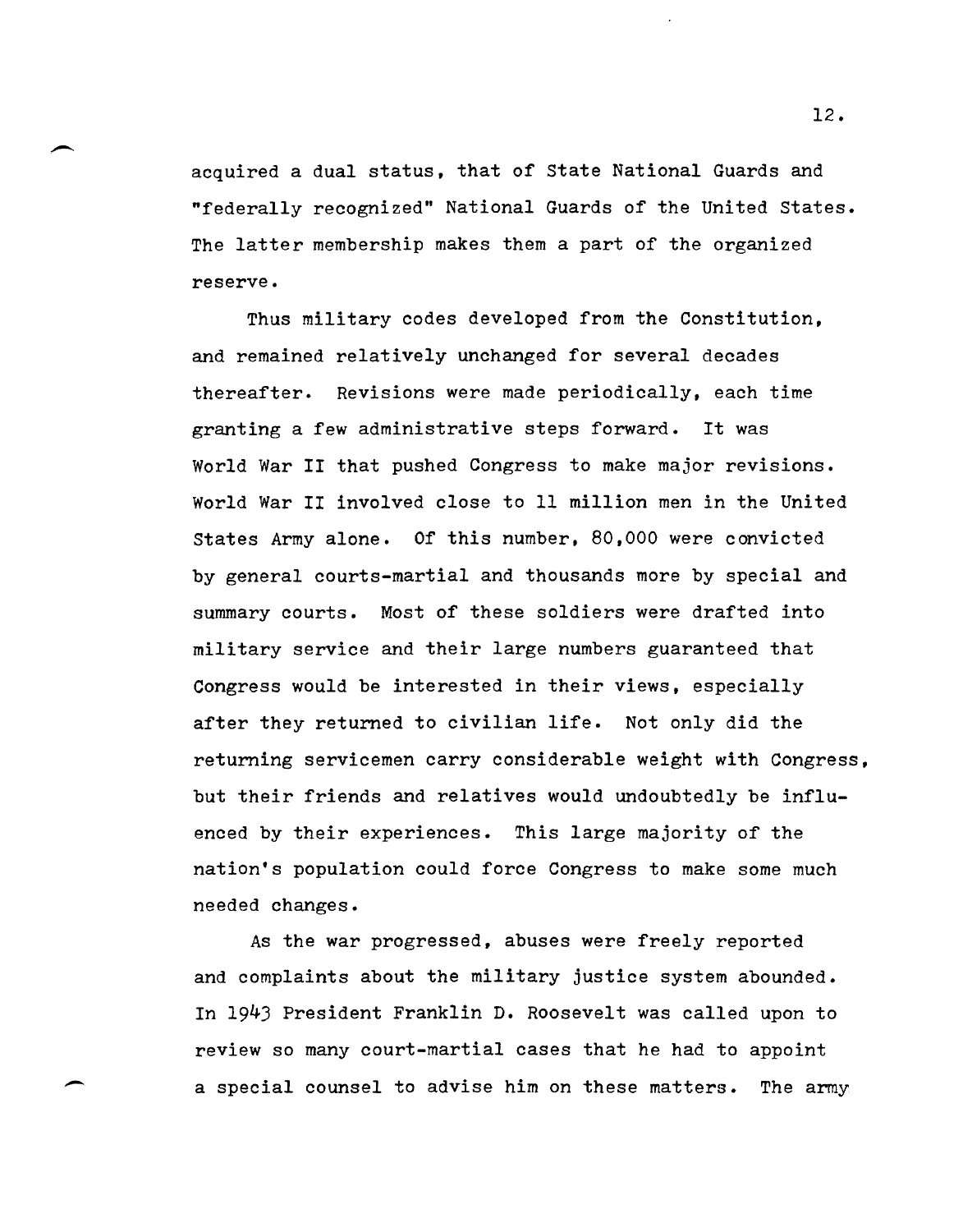acquired a dual status, that of State National Guards and "federally recognized" National Guards of the United States. The latter membership makes them a part of the organized reserve.

Thus military codes developed from the Constitution, and remained relatively unchanged for several decades thereafter. Revisions were made periodically, each time granting a few administrative steps forward. It was World War II that pushed Congress to make major revisions. World War II involved close to 11 million men in the United States Army alone. Of this number, 80,000 were convicted by general courts-martial and thousands more by special and summary courts. Most of these soldiers were drafted into military service and their large numbers guaranteed that Congress would be interested in their views, especially after they returned to civilian life. Not only did the returning servicemen carry considerable weight with Congress, but their friends and relatives would undoubtedly be influenced by their experiences. This large majority of the nation's population could force Congress to make some much needed changes.

As the war progressed, abuses were freely reported and complaints about the military justice system abounded. In 1943 President Franklin D. Roosevelt was called upon to review so many court-martial cases that he had to appoint a special counsel to advise him on these matters. The army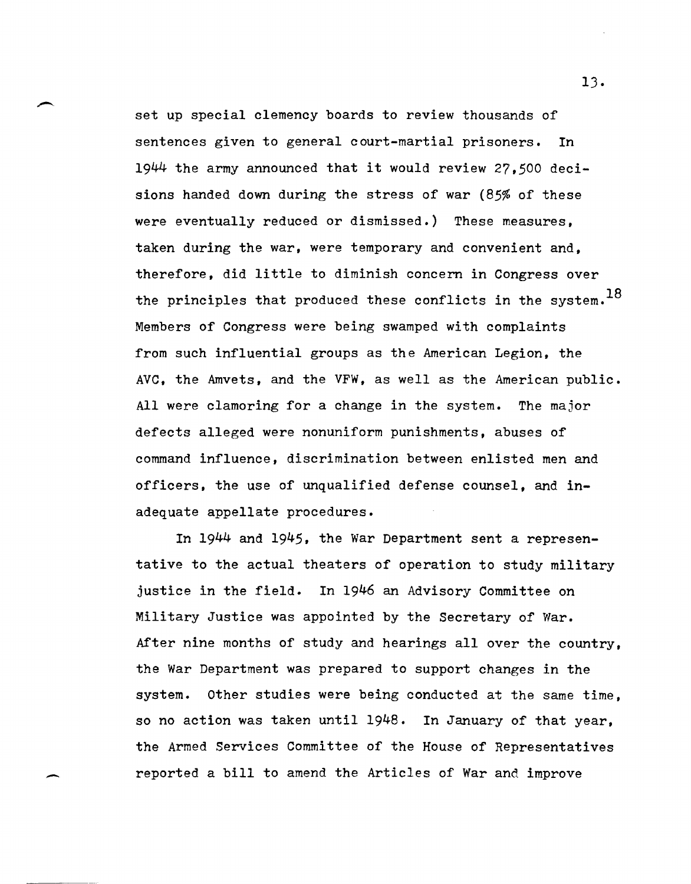set up special clemency boards to review thousands of sentences given to general court-martial prisoners. In 1944 the army announced that it would review 27,500 decisions handed down during the stress of war (85% of these were eventually reduced or dismissed.) These measures, taken during the war, were temporary and convenient and, therefore, did little to diminish concern in Congress over the principles that produced these conflicts in the system.[18] Members of Congress were being swamped with complaints from such influential groups as the American Legion, the AVC, the Amvets, and the VFW, as well as the American public. All were clamoring for a change in the system. The major defects alleged were nonuniform punishments, abuses of command influence, discrimination between enlisted men and officers, the use of unqualified defense counsel, and inadequate appellate procedures.

In 1944 and 1945, the War Department sent a representative to the actual theaters of operation to study military justice in the field. In 1946 an Advisory Committee on Military Justice was appointed by the Secretary of War. After nine months of study and hearings all over the country, the War Department was prepared to support changes in the system. Other studies were being conducted at the same time, so no action was taken until 1948. In January of that year, the Armed Services Committee of the House of Representatives reported a bill to amend the Articles of War and improve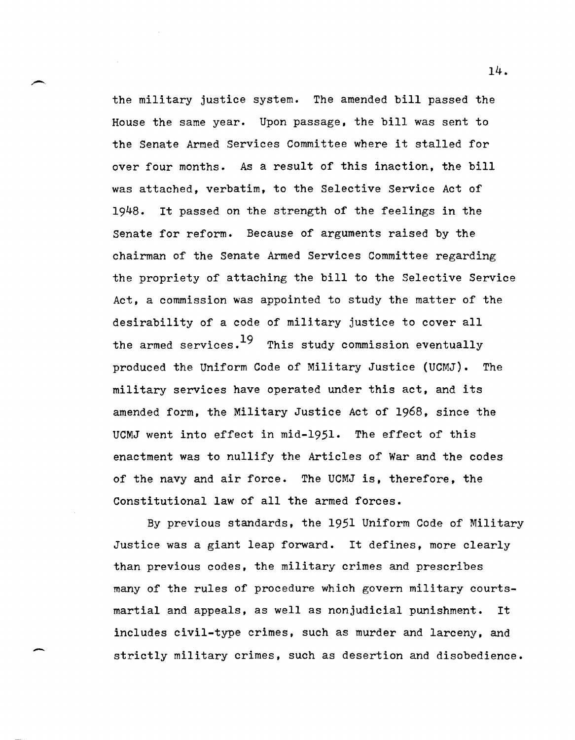the military justice system. The amended bill passed the House the same year. Upon passage, the bill was sent to the Senate Armed Services Committee where it stalled for over four months. As a result of this inaction, the bill was attached, verbatim, to the Selective Service Act of 1948. It passed on the strength of the feelings in the Senate for reform. Because of arguments raised by the chairman of the Senate Armed Services Committee regarding the propriety of attaching the bill to the Selective Service Act, a commission was appointed to study the matter of the desirability of a code of military justice to cover all the armed services.[19] This study commission eventually produced the Uniform Code of Military Justice (UCMJ). The military services have operated under this act, and its amended form, the Military Justice Act of 1968, since the UCMJ went into effect in mid-1951. The effect of this enactment was to nullify the Articles of War and the codes of the navy and air force. The UCMJ is, therefore, the Constitutional law of all the armed forces.

By previous standards, the 1951 Uniform Code of Military Justice was a giant leap forward. It defines, more clearly than previous codes, the military crimes and prescribes many of the rules of procedure which govern military courts-martial and appeals, as well as nonjudicial punishment. It includes civil-type crimes, such as murder and larceny, and strictly military crimes, such as desertion and disobedience.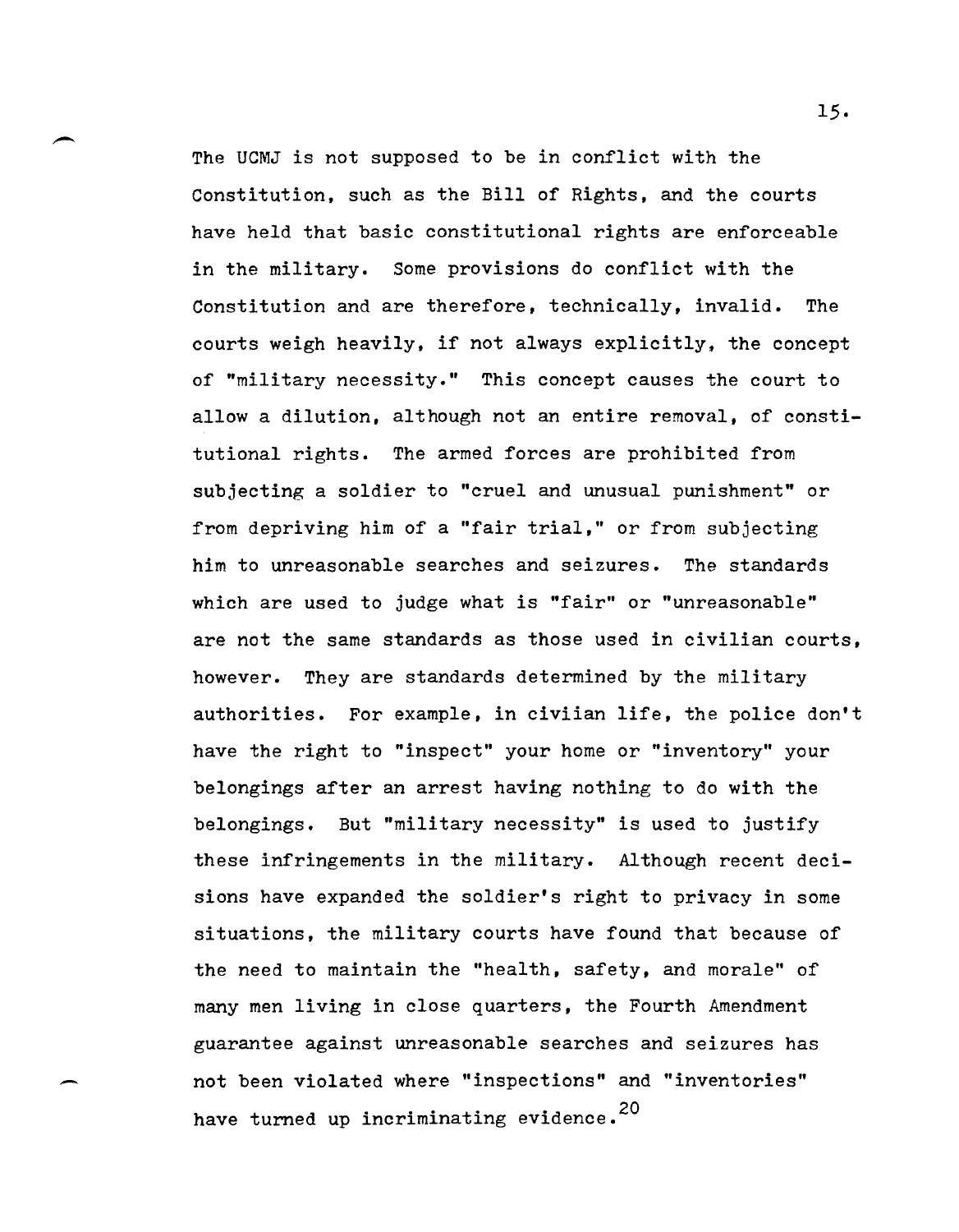The UCMJ is not supposed to be in conflict with the Constitution, such as the Bill of Rights, and the courts have held that basic constitutional rights are enforceable in the military. Some provisions do conflict with the Constitution and are therefore, technically, invalid. The courts weigh heavily, if not always explicitly, the concept of "military necessity." This concept causes the court to allow a dilution, although not an entire removal, of constitutional rights. The armed forces are prohibited from subjecting a soldier to "cruel and unusual punishment" or from depriving him of a "fair trial," or from subjecting him to unreasonable searches and seizures. The standards which are used to judge what is "fair" or "unreasonable" are not the same standards as those used in civilian courts, however. They are standards determined by the military authorities. For example, in civiian life, the police don't have the right to "inspect" your home or "inventory" your belongings after an arrest having nothing to do with the belongings. But "military necessity" is used to justify these infringements in the military. Although recent decisions have expanded the soldier's right to privacy in some situations, the military courts have found that because of the need to maintain the "health, safety, and morale" of many men living in close quarters, the Fourth Amendment guarantee against unreasonable searches and seizures has not been violated where "inspections" and "inventories" have turned up incriminating evidence.[20]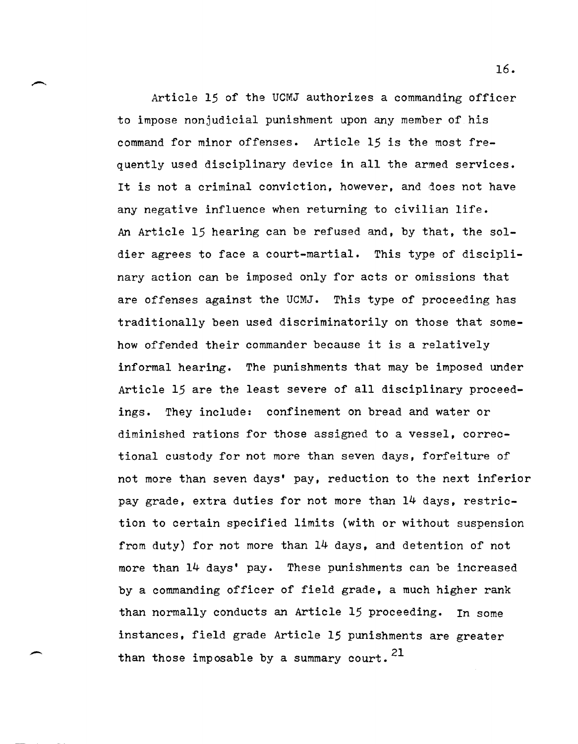Article 15 of the UCMJ authorizes a commanding officer to impose nonjudicial punishment upon any member of his command for minor offenses. Article 15 is the most frequently used disciplinary device in all the armed services. It is not a criminal conviction, however, and does not have any negative influence when returning to civilian life. An Article 15 hearing can be refused and, by that, the soldier agrees to face a court-martial. This type of disciplinary action can be imposed only for acts or omissions that are offenses against the UCMJ. This type of proceeding has traditionally been used discriminatorily on those that somehow offended their commander because it is a relatively informal hearing. The punishments that may be imposed under Article 15 are the least severe of all disciplinary proceedings. They include: confinement on bread and water or diminished rations for those assigned to a vessel, correctional custody for not more than seven days, forfeiture of not more than seven days' pay, reduction to the next inferior pay grade, extra duties for not more than 14 days, restriction to certain specified limits (with or without suspension from duty) for not more than 14 days, and detention of not more than 14 days' pay. These punishments can be increased by a commanding officer of field grade, a much higher rank than normally conducts an Article 15 proceeding. In some instances, field grade Article 15 punishments are greater than those imposable by a summary court.[21]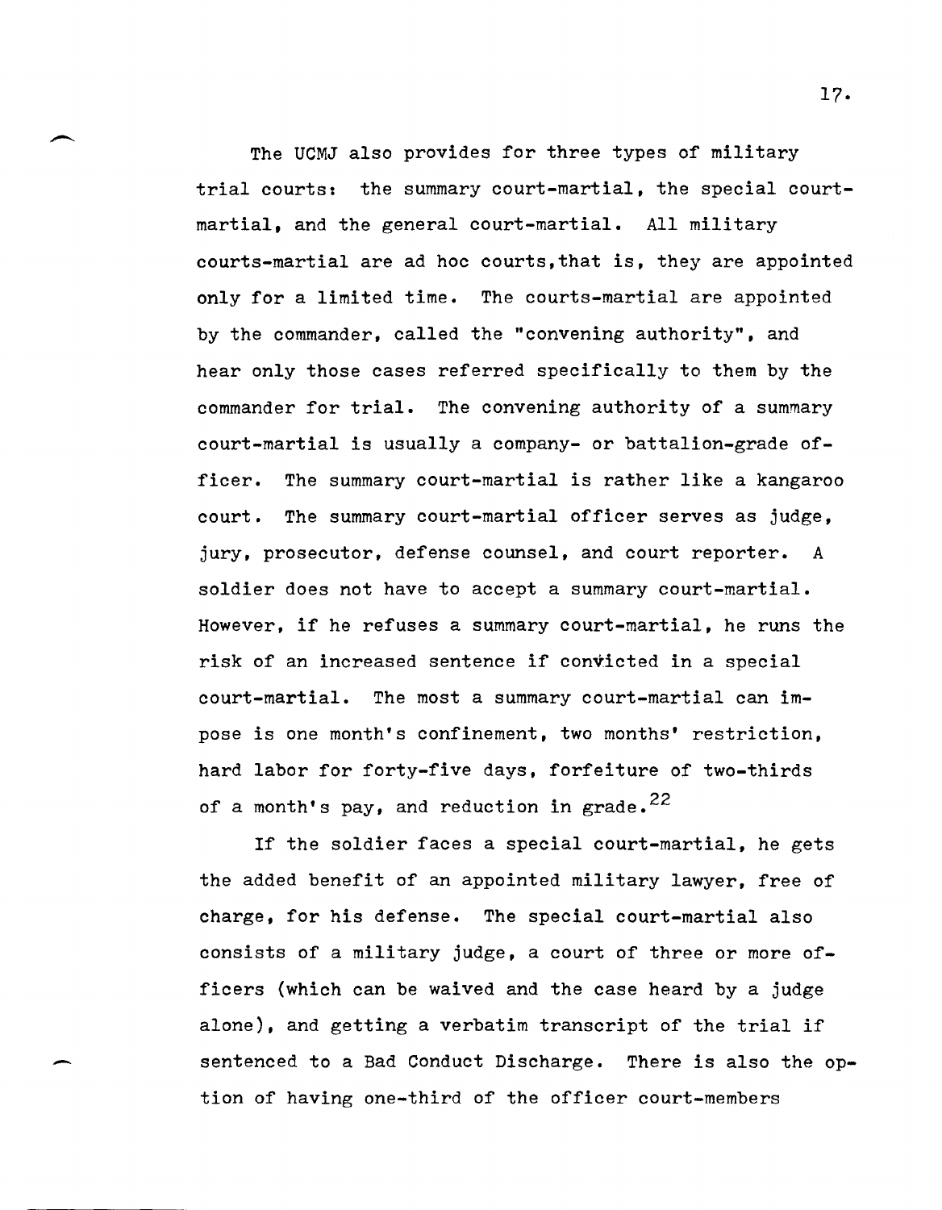The UCMJ also provides for three types of military trial courts: the summary court-martial, the special court-martial, and the general court-martial. All military courts-martial are ad hoc courts,that is, they are appointed only for a limited time. The courts-martial are appointed by the commander, called the "convening authority", and hear only those cases referred specifically to them by the commander for trial. The convening authority of a summary court-martial is usually a company- or battalion-grade officer. The summary court-martial is rather like a kangaroo court. The summary court-martial officer serves as judge, jury, prosecutor, defense counsel, and court reporter. A soldier does not have to accept a summary court-martial. However, if he refuses a summary court-martial, he runs the risk of an increased sentence if convicted in a special court-martial. The most a summary court-martial can impose is one month's confinement, two months' restriction, hard labor for forty-five days, forfeiture of two-thirds of a month's pay, and reduction in grade.[22]

If the soldier faces a special court-martial, he gets the added benefit of an appointed military lawyer, free of charge, for his defense. The special court-martial also consists of a military judge, a court of three or more officers (which can be waived and the case heard by a judge alone), and getting a verbatim transcript of the trial if sentenced to a Bad Conduct Discharge. There is also the option of having one-third of the officer court-members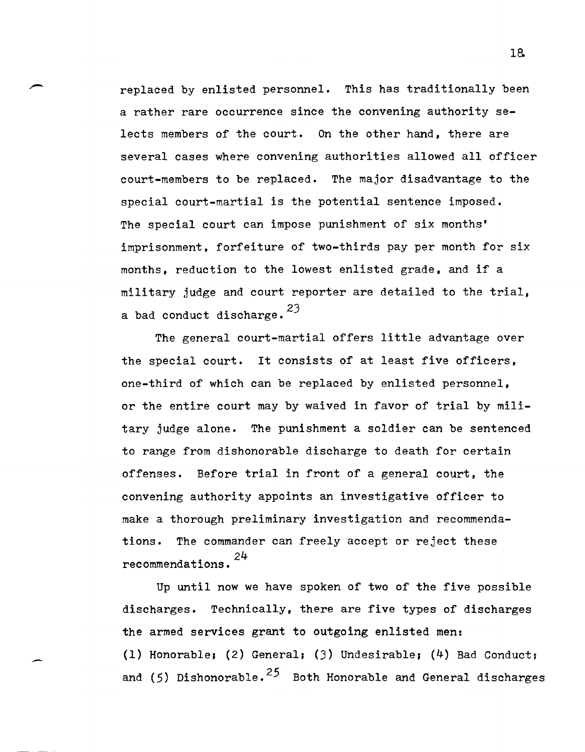replaced by enlisted personnel. This has traditionally been a rather rare occurrence since the convening authority selects members of the court. On the other hand, there are several cases where convening authorities allowed all officer court-members to be replaced. The major disadvantage to the special court-martial is the potential sentence imposed. The special court can impose punishment of six months' imprisonment, forfeiture of two-thirds pay per month for six months, reduction to the lowest enlisted grade, and if a military judge and court reporter are detailed to the trial, a bad conduct discharge.[23]

The general court-martial offers little advantage over the special court. It consists of at least five officers, one-third of which can be replaced by enlisted personnel, or the entire court may by waived in favor of trial by military judge alone. The punishment a soldier can be sentenced to range from dishonorable discharge to death for certain offenses. Before trial in front of a general court, the convening authority appoints an investigative officer to make a thorough preliminary investigation and recommendations. The commander can freely accept or reject these recommendations.[24]

Up until now we have spoken of two of the five possible discharges. Technically, there are five types of discharges the armed services grant to outgoing enlisted men: (1) Honorable; (2) General; (3) Undesirable; (4) Bad Conduct; and (5) Dishonorable.[25] Both Honorable and General discharges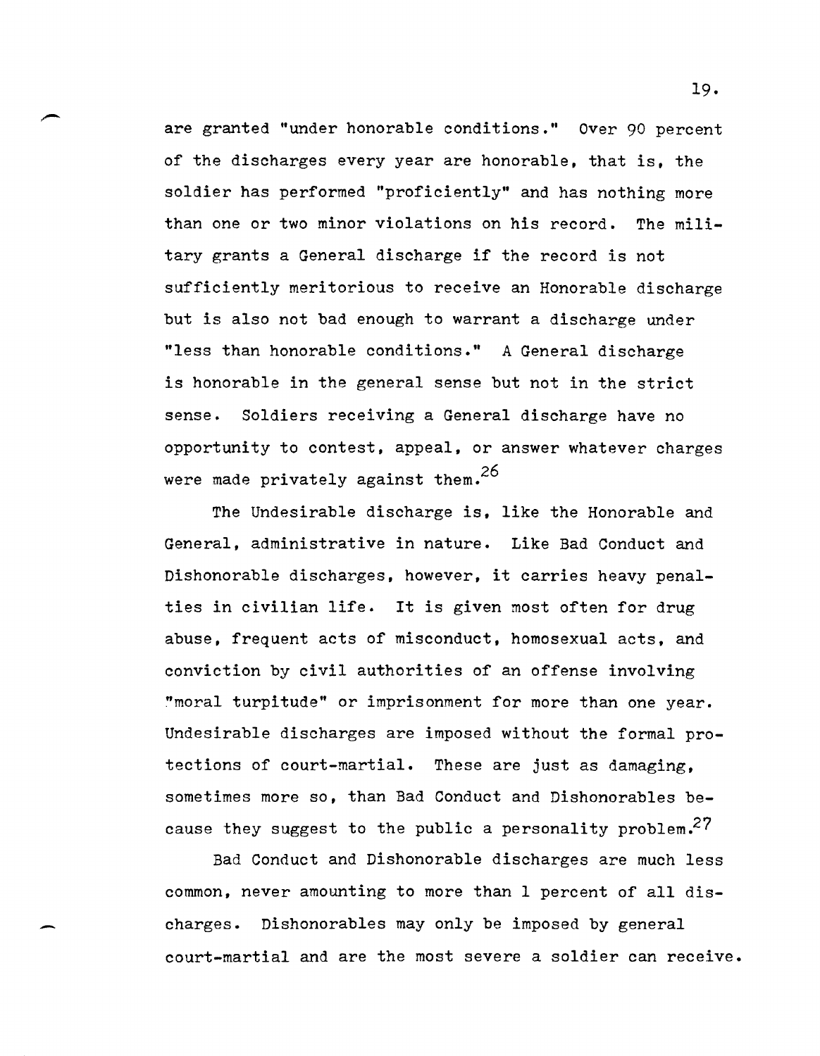are granted "under honorable conditions." Over 90 percent of the discharges every year are honorable, that is, the soldier has performed "proficiently" and has nothing more than one or two minor violations on his record. The military grants a General discharge if the record is not sufficiently meritorious to receive an Honorable discharge but is also not bad enough to warrant a discharge under "less than honorable conditions." A General discharge is honorable in the general sense but not in the strict sense. Soldiers receiving a General discharge have no opportunity to contest, appeal, or answer whatever charges were made privately against them.[26]

The Undesirable discharge is, like the Honorable and General, administrative in nature. Like Bad Conduct and Dishonorable discharges, however, it carries heavy penalties in civilian life. It is given most often for drug abuse, frequent acts of misconduct, homosexual acts, and conviction by civil authorities of an offense involving "moral turpitude" or imprisonment for more than one year. Undesirable discharges are imposed without the formal protections of court-martial. These are just as damaging, sometimes more so, than Bad Conduct and Dishonorables because they suggest to the public a personality problem.[27]

Bad Conduct and Dishonorable discharges are much less common, never amounting to more than 1 percent of all discharges. Dishonorables may only be imposed by general court-martial and are the most severe a soldier can receive.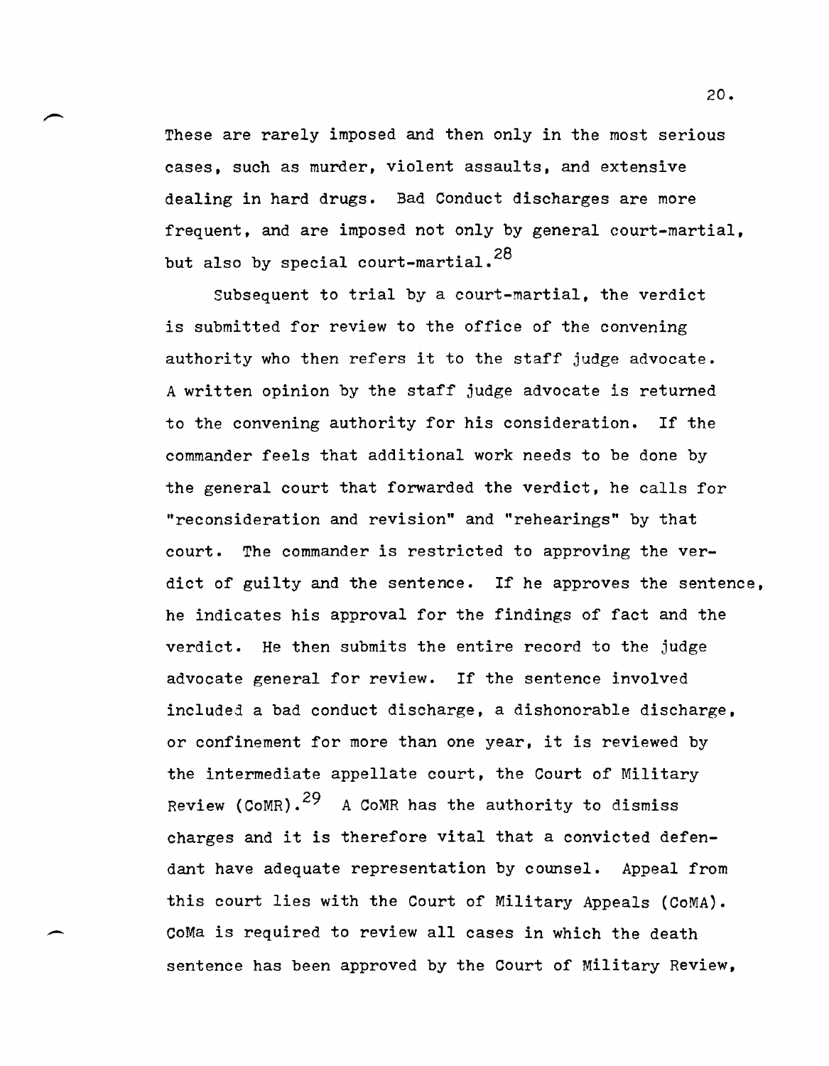These are rarely imposed and then only in the most serious cases, such as murder, violent assaults, and extensive dealing in hard drugs. Bad Conduct discharges are more frequent, and are imposed not only by general court-martial, but also by special court-martial.[28]

Subsequent to trial by a court-martial, the verdict is submitted for review to the office of the convening authority who then refers it to the staff judge advocate. A written opinion by the staff judge advocate is returned to the convening authority for his consideration. If the commander feels that additional work needs to be done by the general court that forwarded the verdict, he calls for "reconsideration and revision" and "rehearings" by that court. The commander is restricted to approving the verdict of guilty and the sentence. If he approves the sentence, he indicates his approval for the findings of fact and the verdict. He then submits the entire record to the judge advocate general for review. If the sentence involved included a bad conduct discharge, a dishonorable discharge, or confinement for more than one year, it is reviewed by the intermediate appellate court, the Court of Military Review (CoMR).[29] A CoMR has the authority to dismiss charges and it is therefore vital that a convicted defendant have adequate representation by counsel. Appeal from this court lies with the Court of Military Appeals (CoMA). CoMa is required to review all cases in which the death sentence has been approved by the Court of Military Review,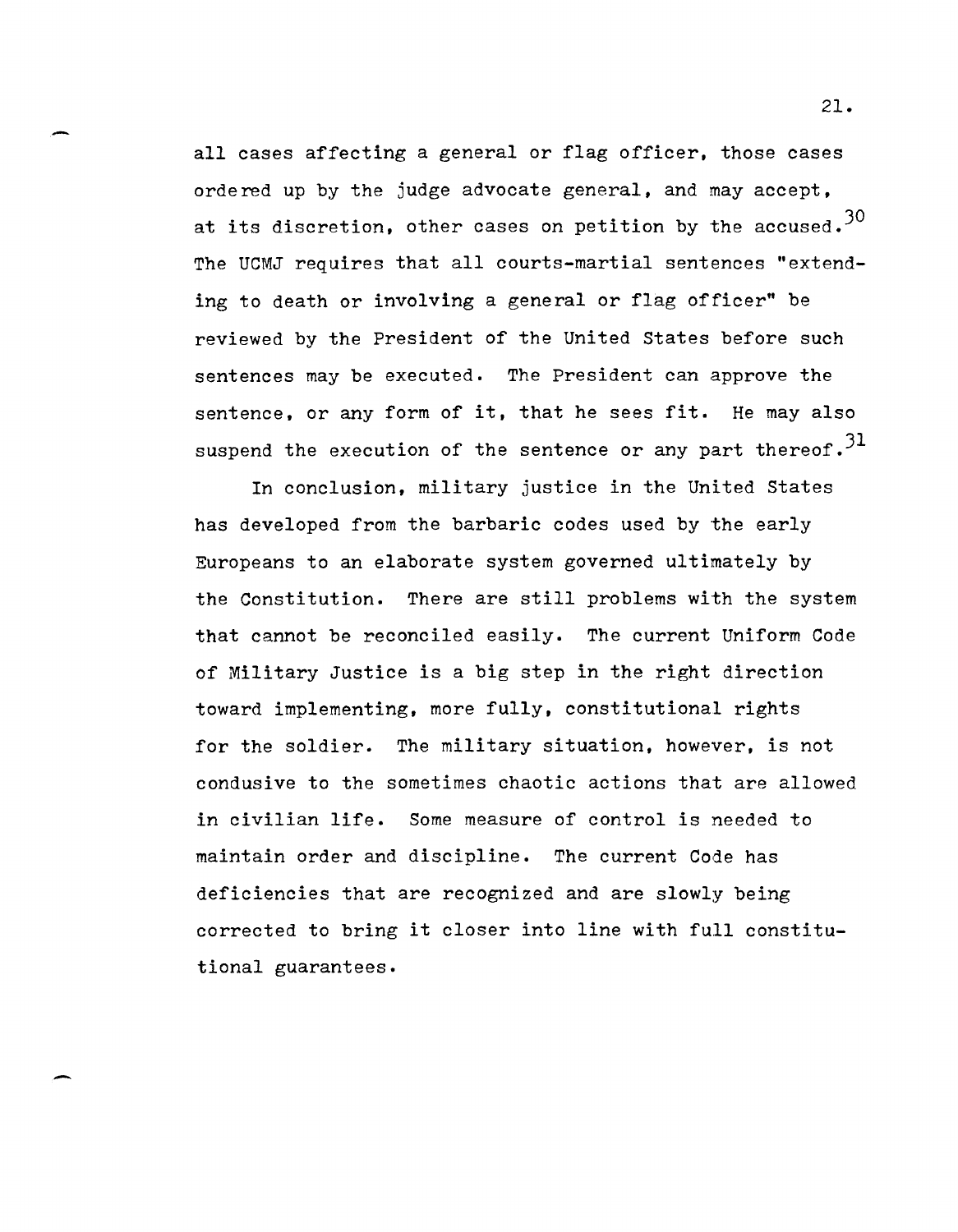all cases affecting a general or flag officer, those cases ordered up by the judge advocate general, and may accept, at its discretion, other cases on petition by the accused.[30] The UCMJ requires that all courts-martial sentences "extending to death or involving a general or flag officer" be reviewed by the President of the United States before such sentences may be executed. The President can approve the sentence, or any form of it, that he sees fit. He may also suspend the execution of the sentence or any part thereof.[31]

In conclusion, military justice in the United States has developed from the barbaric codes used by the early Europeans to an elaborate system governed ultimately by the Constitution. There are still problems with the system that cannot be reconciled easily. The current Uniform Code of Military Justice is a big step in the right direction toward implementing, more fully, constitutional rights for the soldier. The military situation, however, is not condusive to the sometimes chaotic actions that are allowed in civilian life. Some measure of control is needed to maintain order and discipline. The current Code has deficiencies that are recognized and are slowly being corrected to bring it closer into line with full constitutional guarantees.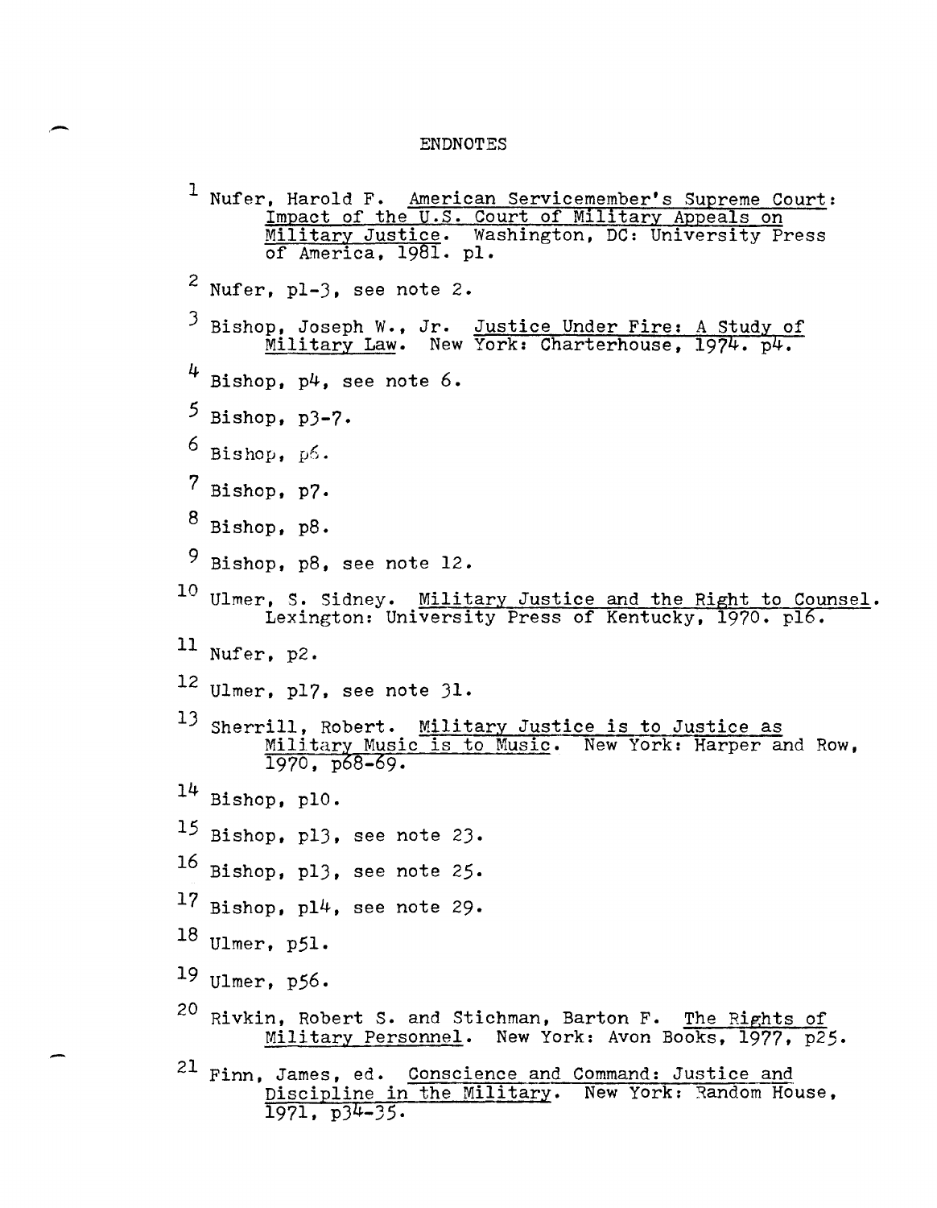# ENDNOTES

1. Nufer, Harold F. American Servicemember's Supreme Court: Impact of the U.S. Court of Military Appeals on Military Justice. Washington, DC: University Press of America, 1981. p1.

2. Nufer, p1-3, see note 2.

3. Bishop, Joseph W., Jr. Justice Under Fire: A Study of Military Law. New York: Charterhouse, 1974. p4.

4. Bishop, p4, see note 6.

5. Bishop, p3-7.

6. Bishop, p6.

7. Bishop, p7.

8. Bishop, p8.

9. Bishop, p8, see note 12.

10. Ulmer, S. Sidney. Military Justice and the Right to Counsel. Lexington: University Press of Kentucky, 1970. p16.

11. Nufer, p2.

12. Ulmer, p17, see note 31.

13. Sherrill, Robert. Military Justice is to Justice as Military Music is to Music. New York: Harper and Row, 1970, p68-69.

14. Bishop, p10.

15. Bishop, p13, see note 23.

16. Bishop, p13, see note 25.

17. Bishop, p14, see note 29.

18. Ulmer, p51.

19. Ulmer, p56.

20. Rivkin, Robert S. and Stichman, Barton F. The Rights of Military Personnel. New York: Avon Books, 1977, p25.

21. Finn, James, ed. Conscience and Command: Justice and Discipline in the Military. New York: Random House, 1971, p34-35.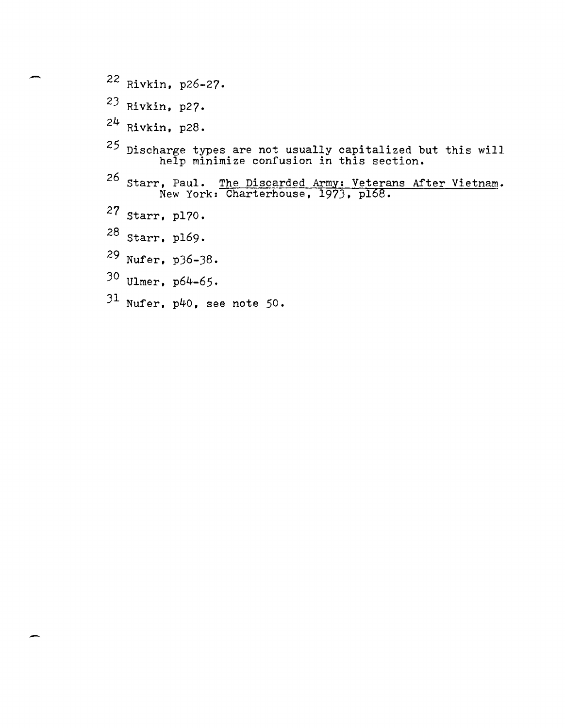[22] Rivkin, p26-27.

[23] Rivkin, p27.

[24] Rivkin, p28.

[25] Discharge types are not usually capitalized but this will help minimize confusion in this section.

[26] Starr, Paul. The Discarded Army: Veterans After Vietnam. New York: Charterhouse, 1973, p168.

[27] Starr, p170.

[28] Starr, p169.

[29] Nufer, p36-38.

[30] Ulmer, p64-65.

[31] Nufer, p40, see note 50.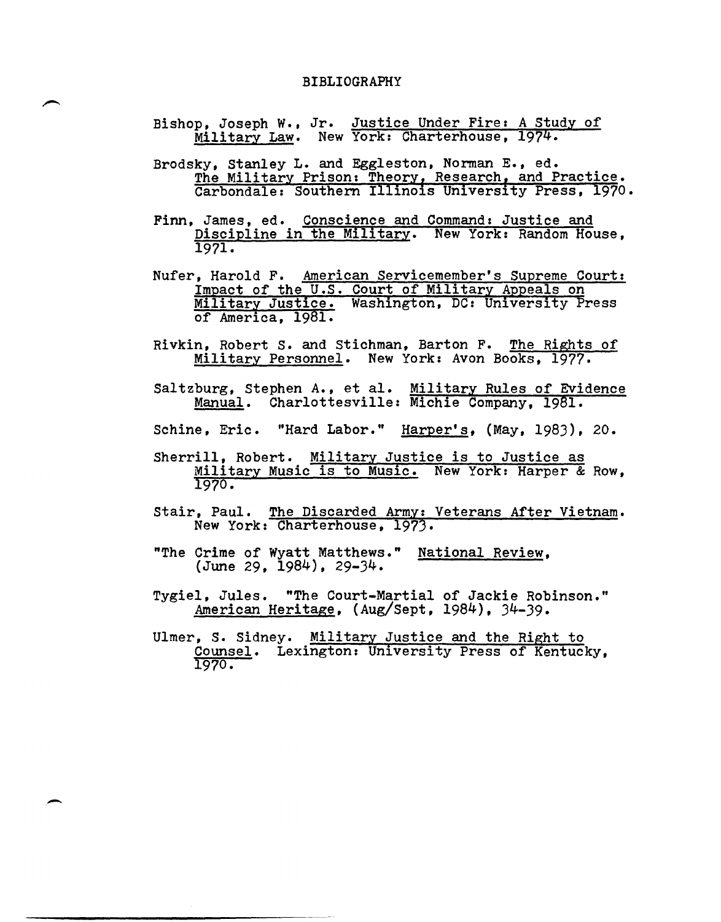# BIBLIOGRAPHY

Bishop, Joseph W., Jr. Justice Under Fire: A Study of Military Law. New York: Charterhouse, 1974.

Brodsky, Stanley L. and Eggleston, Norman E., ed. The Military Prison: Theory, Research, and Practice. Carbondale: Southern Illinois University Press, 1970.

Finn, James, ed. Conscience and Command: Justice and Discipline in the Military. New York: Random House, 1971.

Nufer, Harold F. American Servicemember's Supreme Court: Impact of the U.S. Court of Military Appeals on Military Justice. Washington, DC: University Press of America, 1981.

Rivkin, Robert S. and Stichman, Barton F. The Rights of Military Personnel. New York: Avon Books, 1977.

Saltzburg, Stephen A., et al. Military Rules of Evidence Manual. Charlottesville: Michie Company, 1981.

Schine, Eric. "Hard Labor." Harper's, (May, 1983), 20.

Sherrill, Robert. Military Justice is to Justice as Military Music is to Music. New York: Harper & Row, 1970.

Stair, Paul. The Discarded Army: Veterans After Vietnam. New York: Charterhouse, 1973.

"The Crime of Wyatt Matthews." National Review, (June 29, 1984), 29-34.

Tygiel, Jules. "The Court-Martial of Jackie Robinson." American Heritage, (Aug/Sept, 1984), 34-39.

Ulmer, S. Sidney. Military Justice and the Right to Counsel. Lexington: University Press of Kentucky, 1970.